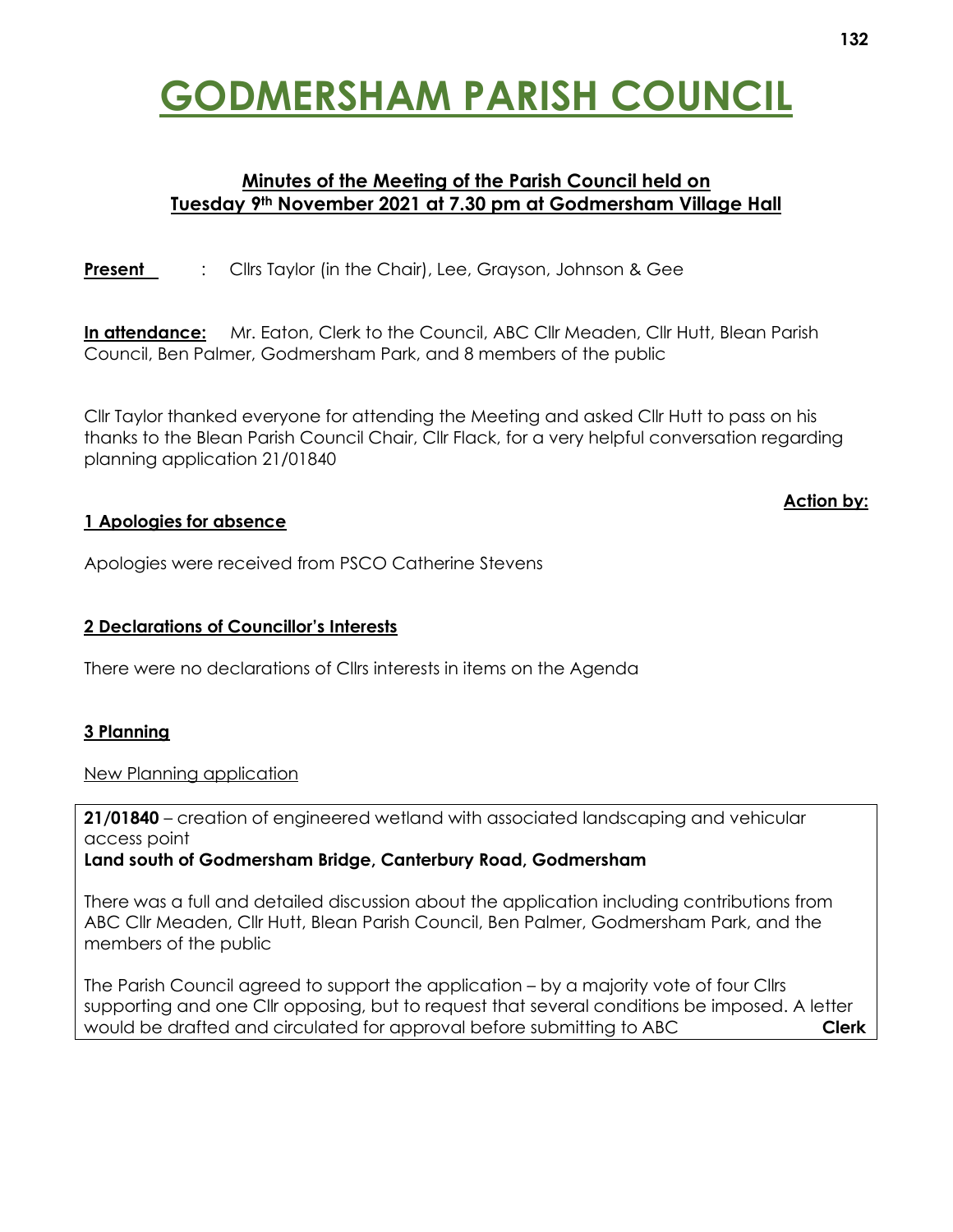# GODMERSHAM PARISH COUNCIL

## Minutes of the Meeting of the Parish Council held on Tuesday 9th November 2021 at 7.30 pm at Godmersham Village Hall

**Present** : Cllrs Taylor (in the Chair), Lee, Grayson, Johnson & Gee

**In attendance:** Mr. Eaton, Clerk to the Council, ABC Cllr Meaden, Cllr Hutt, Blean Parish Council, Ben Palmer, Godmersham Park, and 8 members of the public

Cllr Taylor thanked everyone for attending the Meeting and asked Cllr Hutt to pass on his thanks to the Blean Parish Council Chair, Cllr Flack, for a very helpful conversation regarding planning application 21/01840

**Action by:**

### 1 Apologies for absence

Apologies were received from PSCO Catherine Stevens

### 2 Declarations of Councillor's Interests

There were no declarations of Cllrs interests in items on the Agenda

### 3 Planning

New Planning application

**21/01840** – creation of engineered wetland with associated landscaping and vehicular access point
**Land south of Godmersham Bridge, Canterbury Road, Godmersham**

There was a full and detailed discussion about the application including contributions from ABC Cllr Meaden, Cllr Hutt, Blean Parish Council, Ben Palmer, Godmersham Park, and the members of the public

The Parish Council agreed to support the application – by a majority vote of four Cllrs supporting and one Cllr opposing, but to request that several conditions be imposed. A letter would be drafted and circulated for approval before submitting to ABC **Clerk**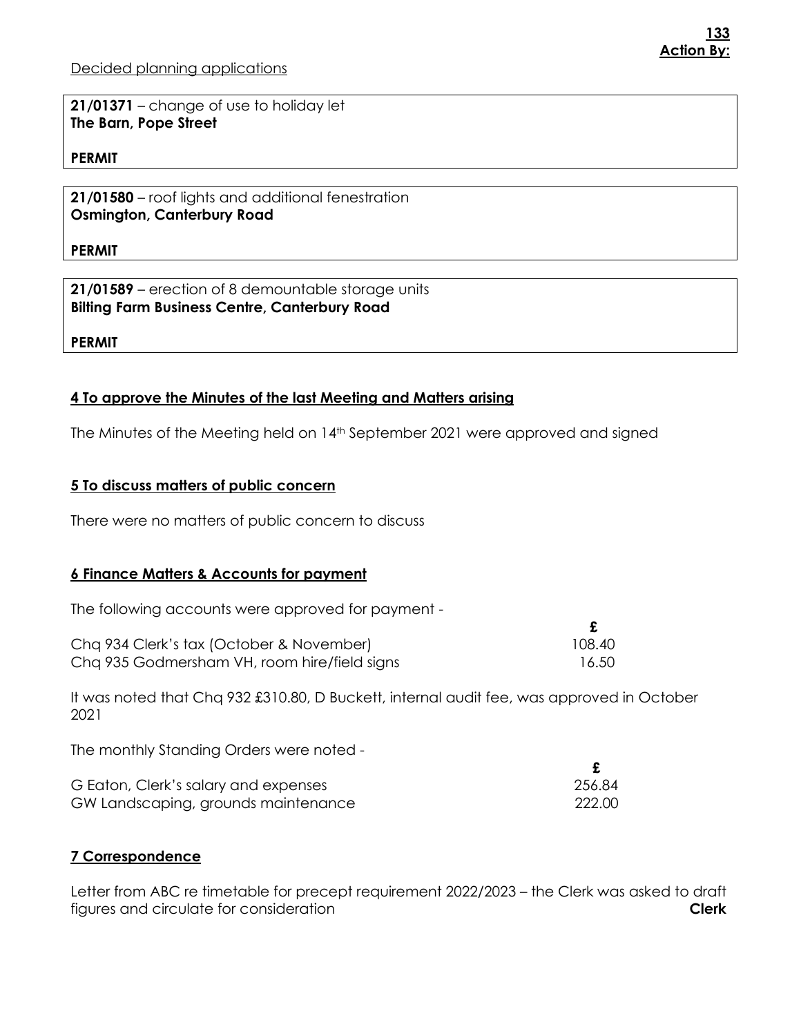**Action By:**

Decided planning applications

**21/01371** – change of use to holiday let
**The Barn, Pope Street**

**PERMIT**

**21/01580** – roof lights and additional fenestration
**Osmington, Canterbury Road**

**PERMIT**

**21/01589** – erection of 8 demountable storage units
**Bilting Farm Business Centre, Canterbury Road**

**PERMIT**

## 4 To approve the Minutes of the last Meeting and Matters arising

The Minutes of the Meeting held on 14th September 2021 were approved and signed

## 5 To discuss matters of public concern

There were no matters of public concern to discuss

## 6 Finance Matters & Accounts for payment

The following accounts were approved for payment -

| | £ |
|---|---|
| Chq 934 Clerk's tax (October & November) | 108.40 |
| Chq 935 Godmersham VH, room hire/field signs | 16.50 |

It was noted that Chq 932 £310.80, D Buckett, internal audit fee, was approved in October 2021

The monthly Standing Orders were noted -

| | £ |
|---|---|
| G Eaton, Clerk's salary and expenses | 256.84 |
| GW Landscaping, grounds maintenance | 222.00 |

## 7 Correspondence

Letter from ABC re timetable for precept requirement 2022/2023 – the Clerk was asked to draft figures and circulate for consideration **Clerk**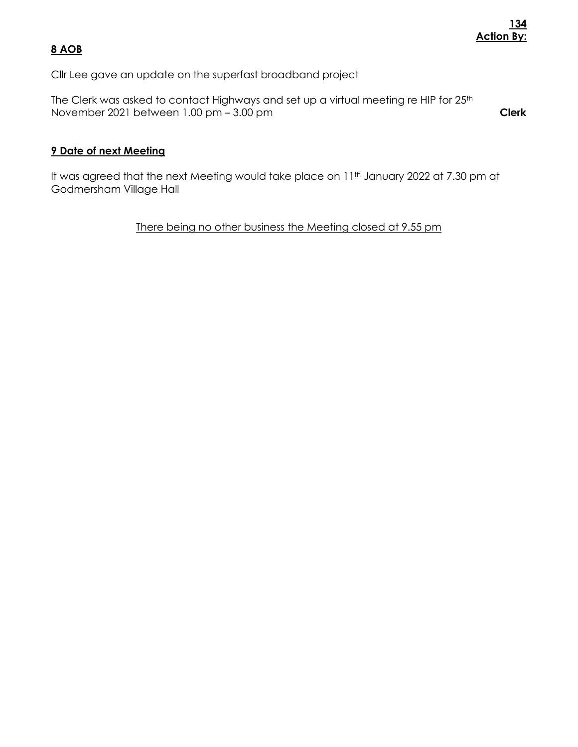**Action By:**

## 8 AOB

Cllr Lee gave an update on the superfast broadband project

The Clerk was asked to contact Highways and set up a virtual meeting re HIP for 25th November 2021 between 1.00 pm – 3.00 pm **Clerk**

## 9 Date of next Meeting

It was agreed that the next Meeting would take place on 11th January 2022 at 7.30 pm at Godmersham Village Hall

<u>There being no other business the Meeting closed at 9.55 pm</u>